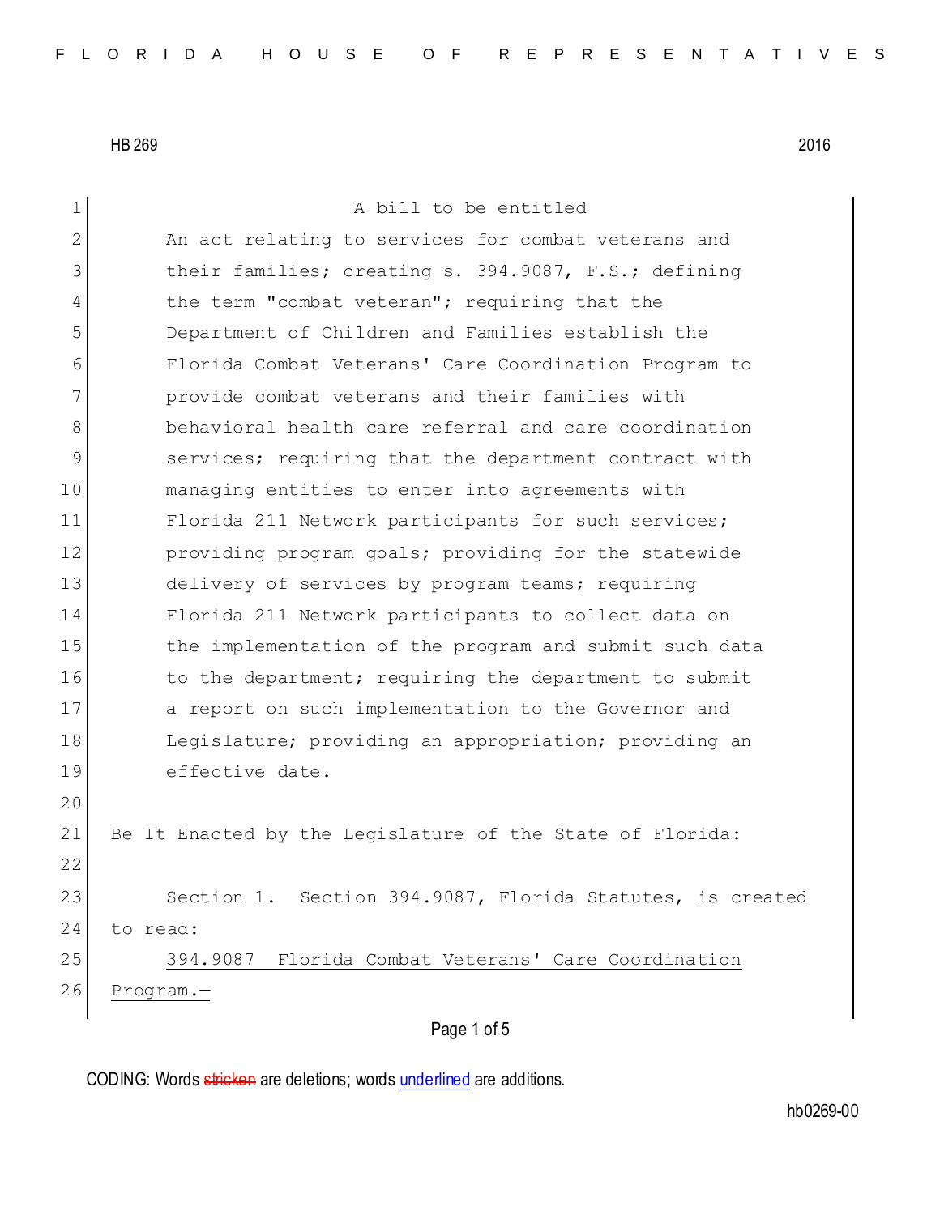HB 269 2016

A bill to be entitled

An act relating to services for combat veterans and their families; creating s. 394.9087, F.S.; defining the term "combat veteran"; requiring that the Department of Children and Families establish the Florida Combat Veterans' Care Coordination Program to provide combat veterans and their families with behavioral health care referral and care coordination services; requiring that the department contract with managing entities to enter into agreements with Florida 211 Network participants for such services; providing program goals; providing for the statewide delivery of services by program teams; requiring Florida 211 Network participants to collect data on the implementation of the program and submit such data to the department; requiring the department to submit a report on such implementation to the Governor and Legislature; providing an appropriation; providing an effective date.

Be It Enacted by the Legislature of the State of Florida:

Section 1. Section 394.9087, Florida Statutes, is created to read:

394.9087 Florida Combat Veterans' Care Coordination Program.—

CODING: Words ~~stricken~~ are deletions; words underlined are additions.

hb0269-00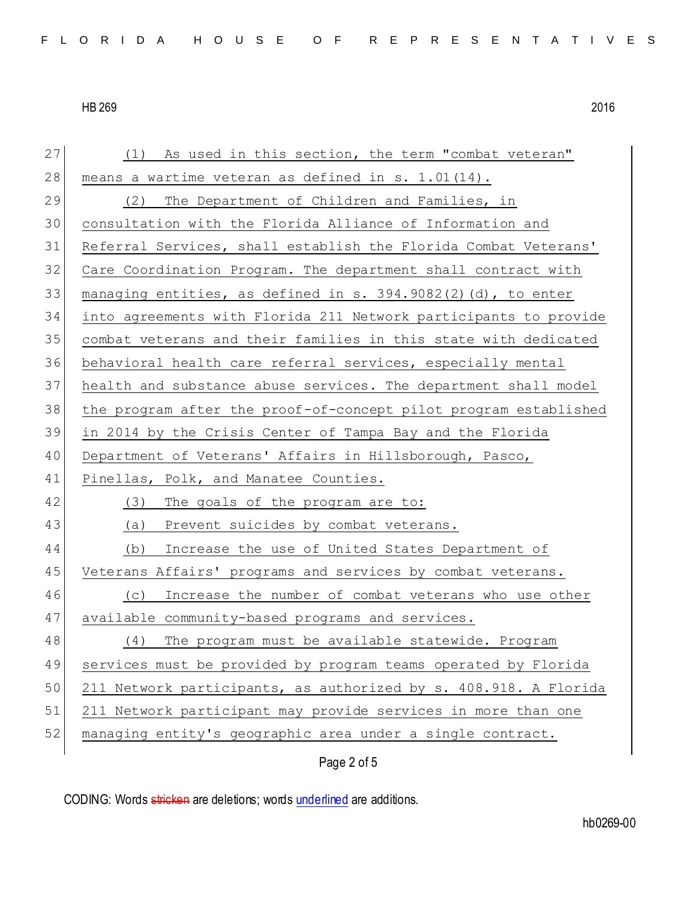(1) As used in this section, the term "combat veteran" means a wartime veteran as defined in s. 1.01(14).

(2) The Department of Children and Families, in consultation with the Florida Alliance of Information and Referral Services, shall establish the Florida Combat Veterans' Care Coordination Program. The department shall contract with managing entities, as defined in s. 394.9082(2)(d), to enter into agreements with Florida 211 Network participants to provide combat veterans and their families in this state with dedicated behavioral health care referral services, especially mental health and substance abuse services. The department shall model the program after the proof-of-concept pilot program established in 2014 by the Crisis Center of Tampa Bay and the Florida Department of Veterans' Affairs in Hillsborough, Pasco, Pinellas, Polk, and Manatee Counties.

(3) The goals of the program are to:

(a) Prevent suicides by combat veterans.

(b) Increase the use of United States Department of Veterans Affairs' programs and services by combat veterans.

(c) Increase the number of combat veterans who use other available community-based programs and services.

(4) The program must be available statewide. Program services must be provided by program teams operated by Florida 211 Network participants, as authorized by s. 408.918. A Florida 211 Network participant may provide services in more than one managing entity's geographic area under a single contract.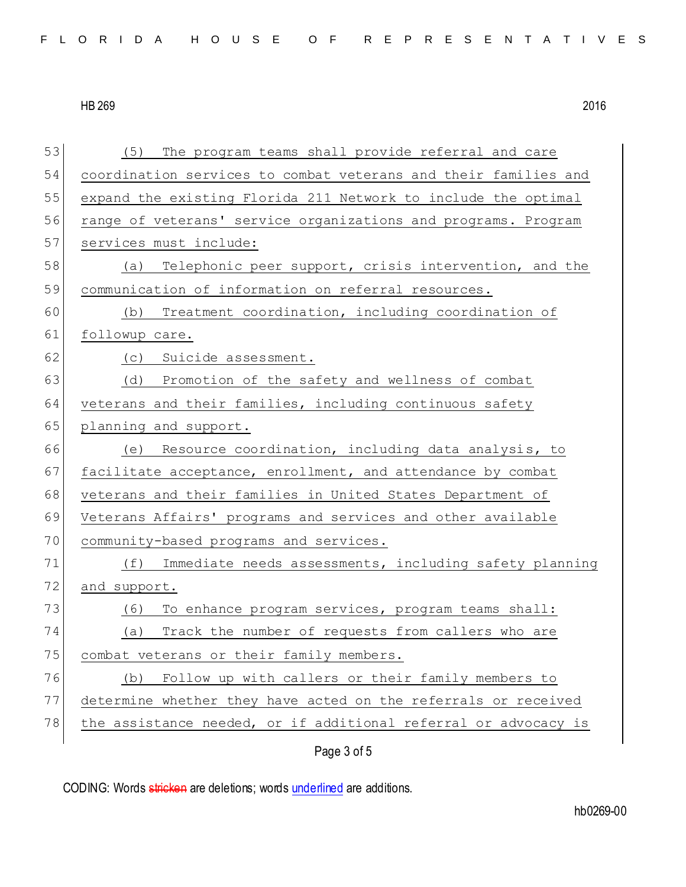(5) The program teams shall provide referral and care coordination services to combat veterans and their families and expand the existing Florida 211 Network to include the optimal range of veterans' service organizations and programs. Program services must include:

(a) Telephonic peer support, crisis intervention, and the communication of information on referral resources.

(b) Treatment coordination, including coordination of followup care.

(c) Suicide assessment.

(d) Promotion of the safety and wellness of combat veterans and their families, including continuous safety planning and support.

(e) Resource coordination, including data analysis, to facilitate acceptance, enrollment, and attendance by combat veterans and their families in United States Department of Veterans Affairs' programs and services and other available community-based programs and services.

(f) Immediate needs assessments, including safety planning and support.

(6) To enhance program services, program teams shall:

(a) Track the number of requests from callers who are combat veterans or their family members.

(b) Follow up with callers or their family members to determine whether they have acted on the referrals or received the assistance needed, or if additional referral or advocacy is

CODING: Words ~~stricken~~ are deletions; words <u>underlined</u> are additions.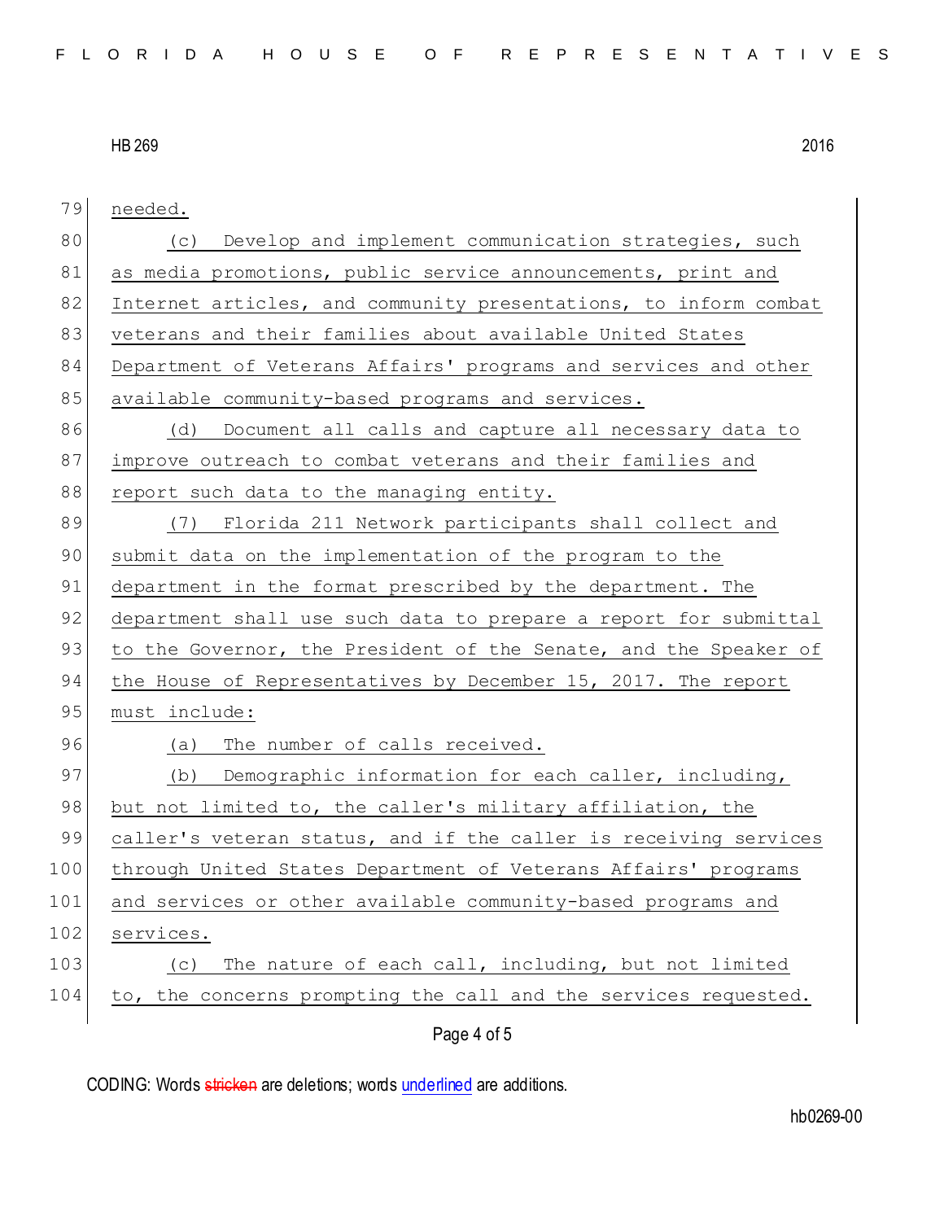needed.

(c) Develop and implement communication strategies, such as media promotions, public service announcements, print and Internet articles, and community presentations, to inform combat veterans and their families about available United States Department of Veterans Affairs' programs and services and other available community-based programs and services.

(d) Document all calls and capture all necessary data to improve outreach to combat veterans and their families and report such data to the managing entity.

(7) Florida 211 Network participants shall collect and submit data on the implementation of the program to the department in the format prescribed by the department. The department shall use such data to prepare a report for submittal to the Governor, the President of the Senate, and the Speaker of the House of Representatives by December 15, 2017. The report must include:

(a) The number of calls received.

(b) Demographic information for each caller, including, but not limited to, the caller's military affiliation, the caller's veteran status, and if the caller is receiving services through United States Department of Veterans Affairs' programs and services or other available community-based programs and services.

(c) The nature of each call, including, but not limited to, the concerns prompting the call and the services requested.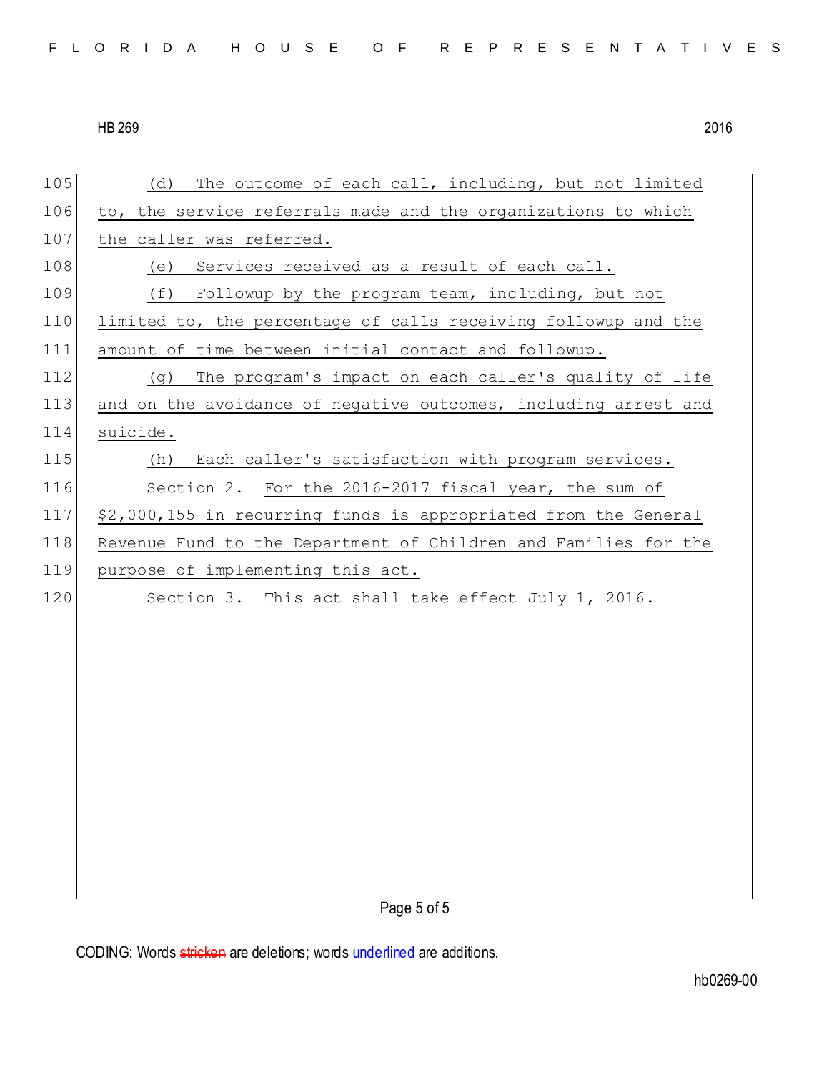(d) The outcome of each call, including, but not limited to, the service referrals made and the organizations to which the caller was referred.

(e) Services received as a result of each call.

(f) Followup by the program team, including, but not limited to, the percentage of calls receiving followup and the amount of time between initial contact and followup.

(g) The program's impact on each caller's quality of life and on the avoidance of negative outcomes, including arrest and suicide.

(h) Each caller's satisfaction with program services.

Section 2. For the 2016-2017 fiscal year, the sum of $2,000,155 in recurring funds is appropriated from the General Revenue Fund to the Department of Children and Families for the purpose of implementing this act.

Section 3. This act shall take effect July 1, 2016.